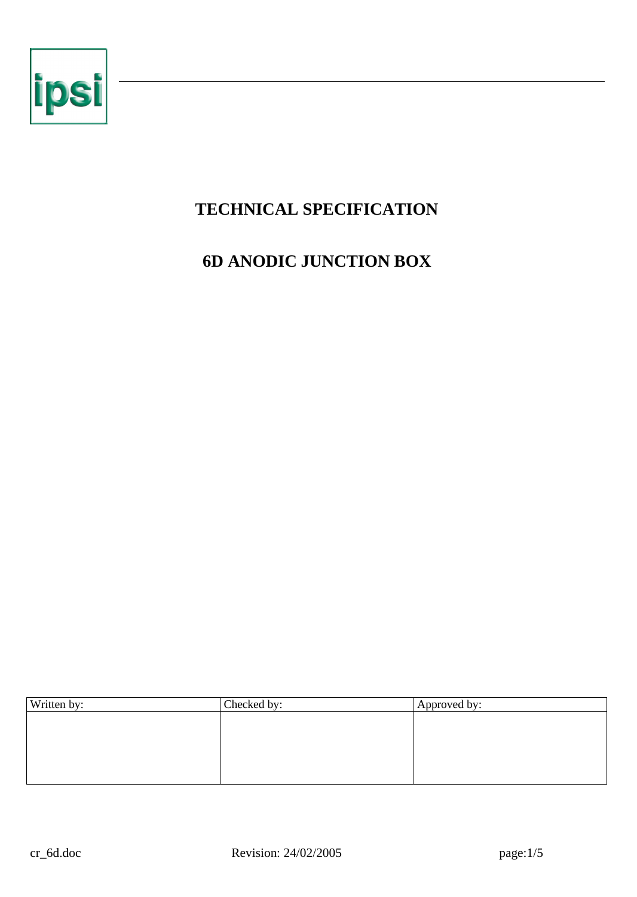ipsi

# TECHNICAL SPECIFICATION

# 6D ANODIC JUNCTION BOX

| Written by: | Checked by: | Approved by: |
| --- | --- | --- |
| | | |

cr_6d.doc Revision: 24/02/2005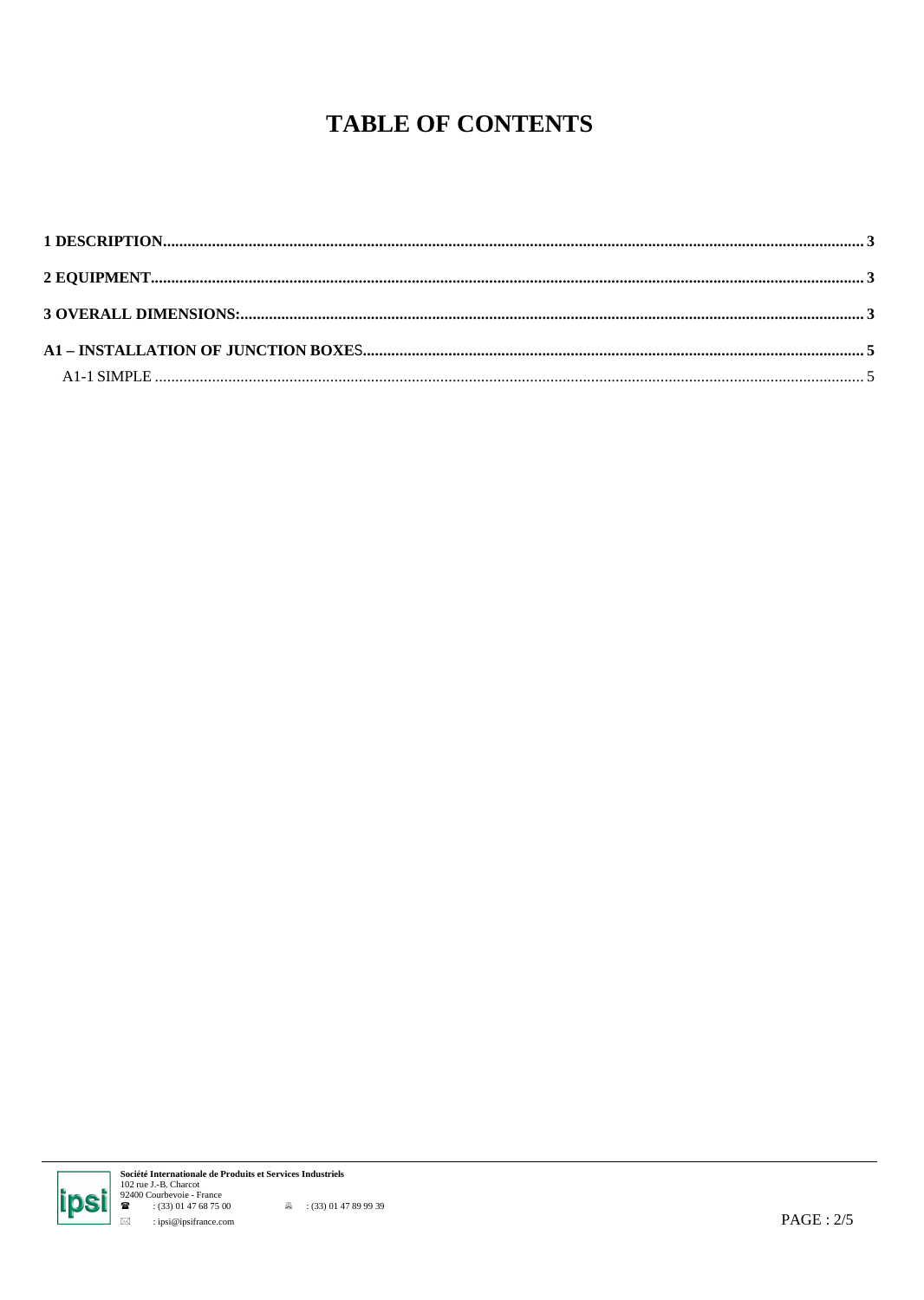# TABLE OF CONTENTS

**1 DESCRIPTION** ........................................................................................................ **3**

**2 EQUIPMENT** ........................................................................................................ **3**

**3 OVERALL DIMENSIONS:** ........................................................................................................ **3**

**A1 – INSTALLATION OF JUNCTION BOXES** ........................................................................................................ **5**

A1-1 SIMPLE ........................................................................................................ 5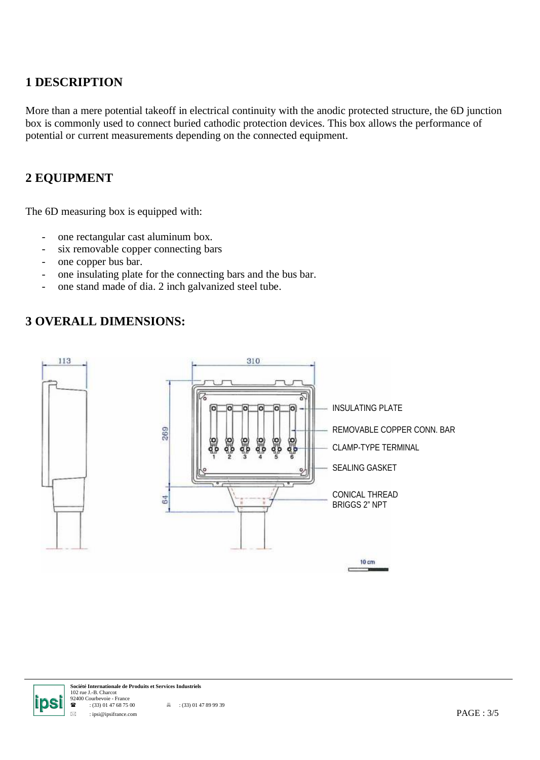## 1 DESCRIPTION

More than a mere potential takeoff in electrical continuity with the anodic protected structure, the 6D junction box is commonly used to connect buried cathodic protection devices. This box allows the performance of potential or current measurements depending on the connected equipment.

## 2 EQUIPMENT

The 6D measuring box is equipped with:

- one rectangular cast aluminum box.
- six removable copper connecting bars
- one copper bus bar.
- one insulating plate for the connecting bars and the bus bar.
- one stand made of dia. 2 inch galvanized steel tube.

## 3 OVERALL DIMENSIONS:

113

310

269

64

INSULATING PLATE

REMOVABLE COPPER CONN. BAR

CLAMP-TYPE TERMINAL

SEALING GASKET

CONICAL THREAD
BRIGGS 2" NPT

10 cm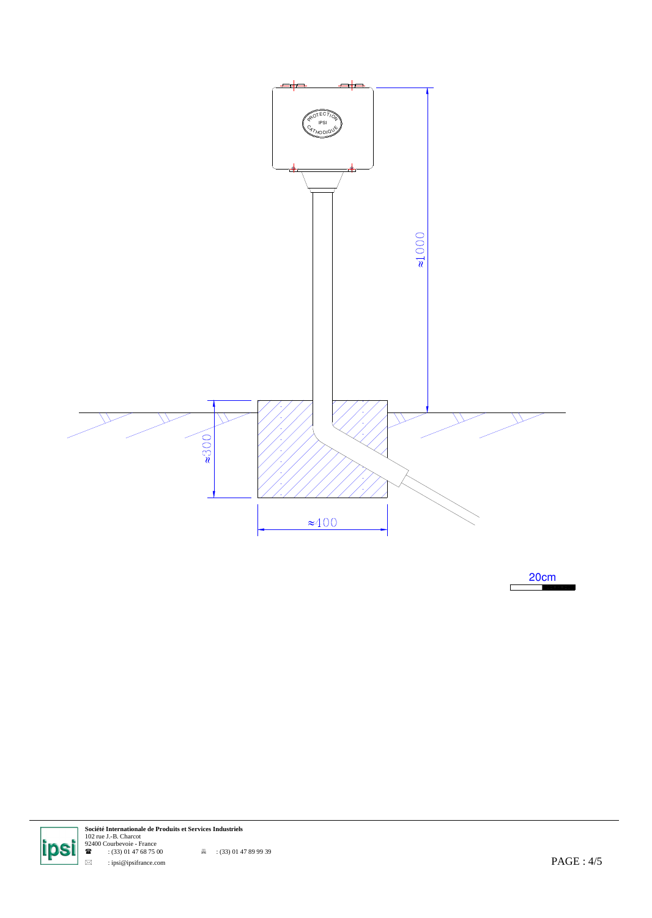PROTECTION IPSI CATHODIQUE

≈1000

≈300

≈400

20cm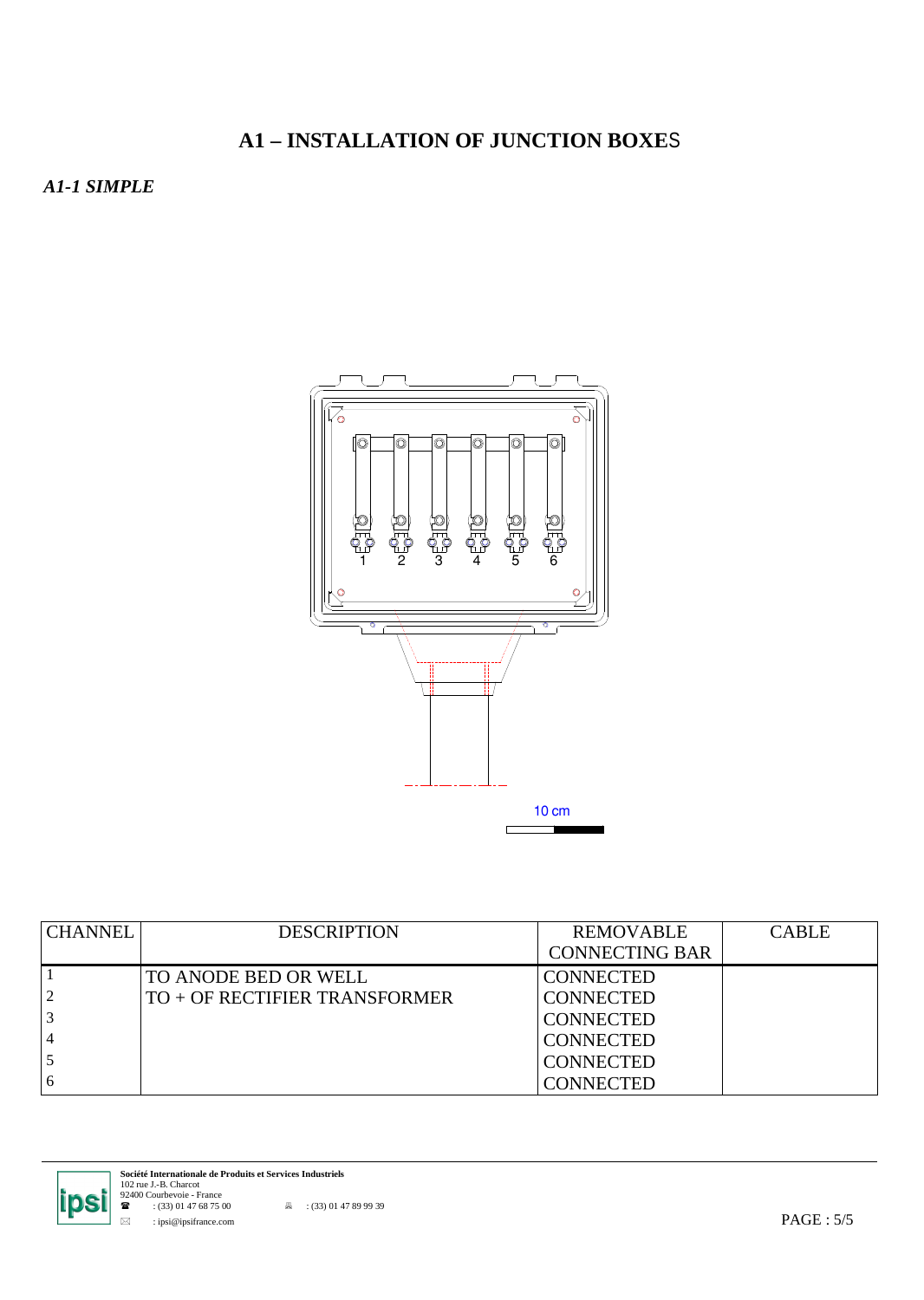# A1 – INSTALLATION OF JUNCTION BOXES

## *A1-1 SIMPLE*

1 2 3 4 5 6

10 cm

| CHANNEL | DESCRIPTION | REMOVABLE CONNECTING BAR | CABLE |
|---|---|---|---|
| 1 | TO ANODE BED OR WELL | CONNECTED | |
| 2 | TO + OF RECTIFIER TRANSFORMER | CONNECTED | |
| 3 | | CONNECTED | |
| 4 | | CONNECTED | |
| 5 | | CONNECTED | |
| 6 | | CONNECTED | |

**Société Internationale de Produits et Services Industriels**
102 rue J.-B. Charcot
92400 Courbevoie - France
: (33) 01 47 68 75 00 : (33) 01 47 89 99 39
: ipsi@ipsifrance.com